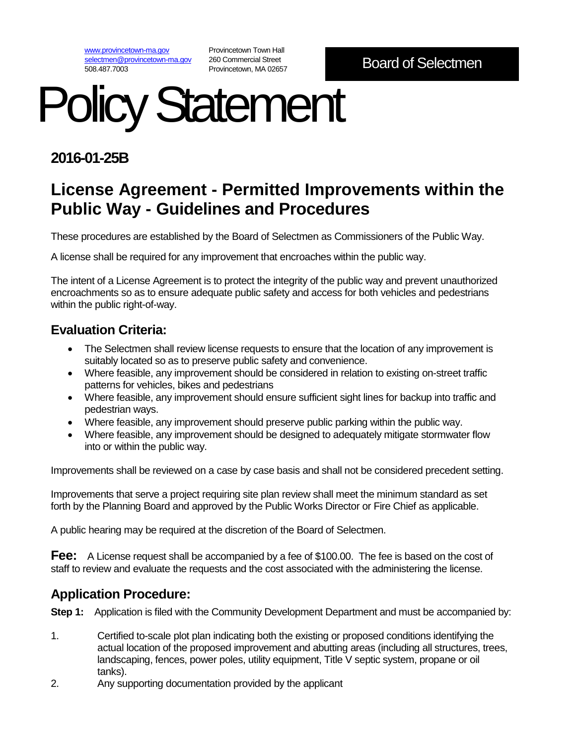www.provincetown-ma.gov
selectmen@provincetown-ma.gov
508.487.7003

Provincetown Town Hall
260 Commercial Street
Provincetown, MA 02657

Board of Selectmen

# Policy Statement

## 2016-01-25B

## License Agreement - Permitted Improvements within the Public Way - Guidelines and Procedures

These procedures are established by the Board of Selectmen as Commissioners of the Public Way.

A license shall be required for any improvement that encroaches within the public way.

The intent of a License Agreement is to protect the integrity of the public way and prevent unauthorized encroachments so as to ensure adequate public safety and access for both vehicles and pedestrians within the public right-of-way.

### Evaluation Criteria:

- The Selectmen shall review license requests to ensure that the location of any improvement is suitably located so as to preserve public safety and convenience.
- Where feasible, any improvement should be considered in relation to existing on-street traffic patterns for vehicles, bikes and pedestrians
- Where feasible, any improvement should ensure sufficient sight lines for backup into traffic and pedestrian ways.
- Where feasible, any improvement should preserve public parking within the public way.
- Where feasible, any improvement should be designed to adequately mitigate stormwater flow into or within the public way.

Improvements shall be reviewed on a case by case basis and shall not be considered precedent setting.

Improvements that serve a project requiring site plan review shall meet the minimum standard as set forth by the Planning Board and approved by the Public Works Director or Fire Chief as applicable.

A public hearing may be required at the discretion of the Board of Selectmen.

**Fee:** A License request shall be accompanied by a fee of $100.00. The fee is based on the cost of staff to review and evaluate the requests and the cost associated with the administering the license.

### Application Procedure:

**Step 1:** Application is filed with the Community Development Department and must be accompanied by:

1. Certified to-scale plot plan indicating both the existing or proposed conditions identifying the actual location of the proposed improvement and abutting areas (including all structures, trees, landscaping, fences, power poles, utility equipment, Title V septic system, propane or oil tanks).
2. Any supporting documentation provided by the applicant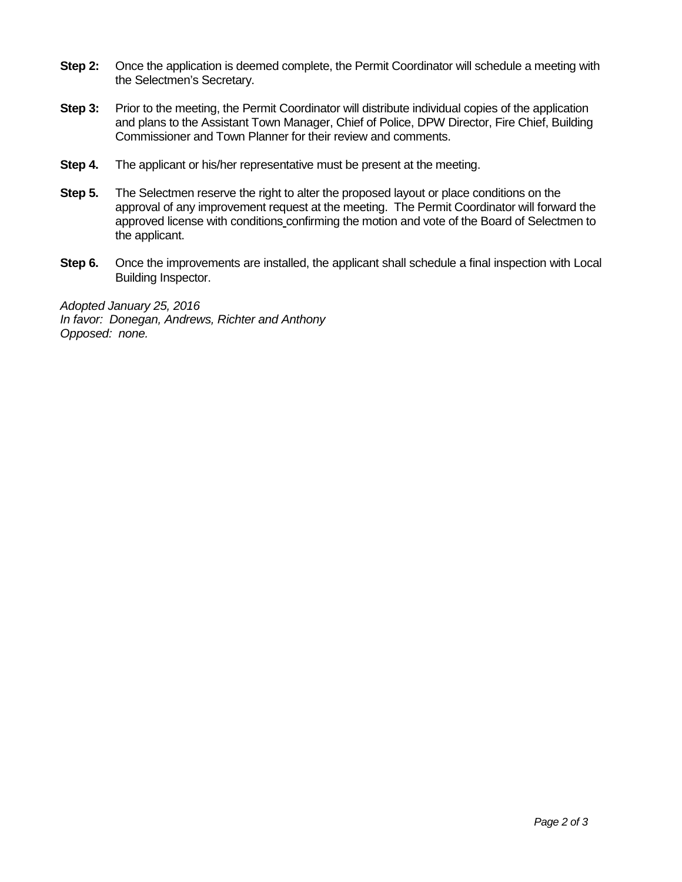**Step 2:** Once the application is deemed complete, the Permit Coordinator will schedule a meeting with the Selectmen's Secretary.

**Step 3:** Prior to the meeting, the Permit Coordinator will distribute individual copies of the application and plans to the Assistant Town Manager, Chief of Police, DPW Director, Fire Chief, Building Commissioner and Town Planner for their review and comments.

**Step 4.** The applicant or his/her representative must be present at the meeting.

**Step 5.** The Selectmen reserve the right to alter the proposed layout or place conditions on the approval of any improvement request at the meeting. The Permit Coordinator will forward the approved license with conditions confirming the motion and vote of the Board of Selectmen to the applicant.

**Step 6.** Once the improvements are installed, the applicant shall schedule a final inspection with Local Building Inspector.

*Adopted January 25, 2016*
*In favor: Donegan, Andrews, Richter and Anthony*
*Opposed: none.*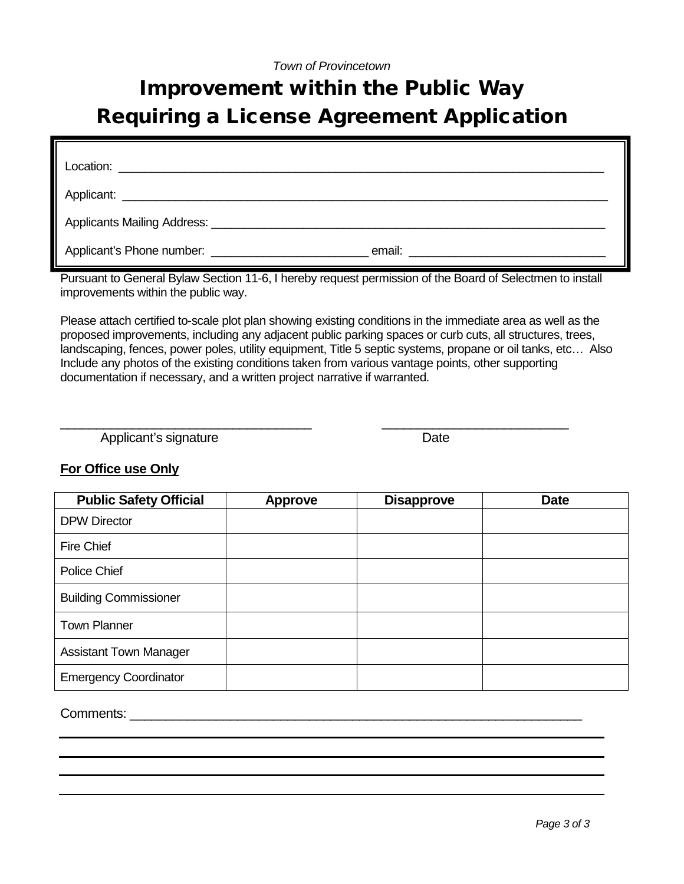*Town of Provincetown*

# Improvement within the Public Way Requiring a License Agreement Application

Location: ______________________________________________________________________

Applicant: ______________________________________________________________________

Applicants Mailing Address: ______________________________________________________

Applicant's Phone number: _______________________ email: ____________________________

Pursuant to General Bylaw Section 11-6, I hereby request permission of the Board of Selectmen to install improvements within the public way.

Please attach certified to-scale plot plan showing existing conditions in the immediate area as well as the proposed improvements, including any adjacent public parking spaces or curb cuts, all structures, trees, landscaping, fences, power poles, utility equipment, Title 5 septic systems, propane or oil tanks, etc… Also Include any photos of the existing conditions taken from various vantage points, other supporting documentation if necessary, and a written project narrative if warranted.

_________________________________ &nbsp;&nbsp;&nbsp;&nbsp;&nbsp;&nbsp;&nbsp;&nbsp; _________________________
Applicant's signature &nbsp;&nbsp;&nbsp;&nbsp;&nbsp;&nbsp;&nbsp;&nbsp;&nbsp;&nbsp;&nbsp;&nbsp;&nbsp;&nbsp;&nbsp;&nbsp;&nbsp;&nbsp;&nbsp;&nbsp;&nbsp;&nbsp;&nbsp;&nbsp; Date

**For Office use Only**

| Public Safety Official | Approve | Disapprove | Date |
|---|---|---|---|
| DPW Director | | | |
| Fire Chief | | | |
| Police Chief | | | |
| Building Commissioner | | | |
| Town Planner | | | |
| Assistant Town Manager | | | |
| Emergency Coordinator | | | |

Comments: ____________________________________________________________

______________________________________________________________________

______________________________________________________________________

______________________________________________________________________

______________________________________________________________________